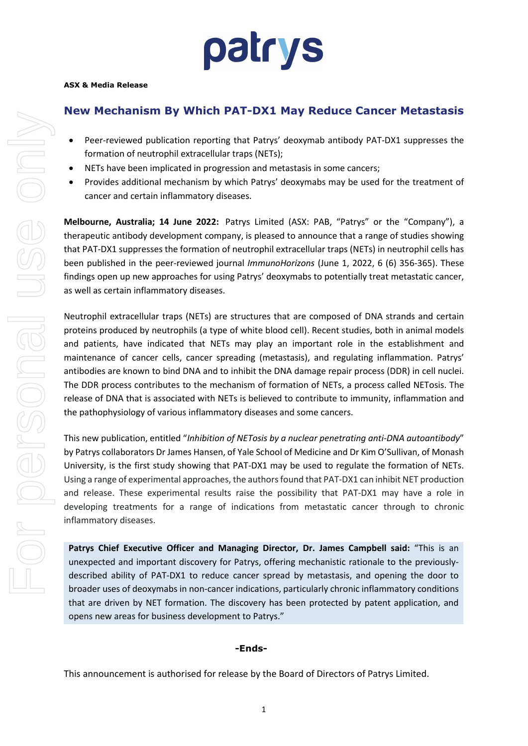patrys

**ASX & Media Release**

## New Mechanism By Which PAT-DX1 May Reduce Cancer Metastasis

- Peer-reviewed publication reporting that Patrys' deoxymab antibody PAT-DX1 suppresses the formation of neutrophil extracellular traps (NETs);
- NETs have been implicated in progression and metastasis in some cancers;
- Provides additional mechanism by which Patrys' deoxymabs may be used for the treatment of cancer and certain inflammatory diseases.

**Melbourne, Australia; 14 June 2022:** Patrys Limited (ASX: PAB, "Patrys" or the "Company"), a therapeutic antibody development company, is pleased to announce that a range of studies showing that PAT-DX1 suppresses the formation of neutrophil extracellular traps (NETs) in neutrophil cells has been published in the peer-reviewed journal *ImmunoHorizons* (June 1, 2022, 6 (6) 356-365). These findings open up new approaches for using Patrys' deoxymabs to potentially treat metastatic cancer, as well as certain inflammatory diseases.

Neutrophil extracellular traps (NETs) are structures that are composed of DNA strands and certain proteins produced by neutrophils (a type of white blood cell). Recent studies, both in animal models and patients, have indicated that NETs may play an important role in the establishment and maintenance of cancer cells, cancer spreading (metastasis), and regulating inflammation. Patrys' antibodies are known to bind DNA and to inhibit the DNA damage repair process (DDR) in cell nuclei. The DDR process contributes to the mechanism of formation of NETs, a process called NETosis. The release of DNA that is associated with NETs is believed to contribute to immunity, inflammation and the pathophysiology of various inflammatory diseases and some cancers.

This new publication, entitled "*Inhibition of NETosis by a nuclear penetrating anti-DNA autoantibody*" by Patrys collaborators Dr James Hansen, of Yale School of Medicine and Dr Kim O'Sullivan, of Monash University, is the first study showing that PAT-DX1 may be used to regulate the formation of NETs. Using a range of experimental approaches, the authors found that PAT-DX1 can inhibit NET production and release. These experimental results raise the possibility that PAT-DX1 may have a role in developing treatments for a range of indications from metastatic cancer through to chronic inflammatory diseases.

**Patrys Chief Executive Officer and Managing Director, Dr. James Campbell said:** "This is an unexpected and important discovery for Patrys, offering mechanistic rationale to the previously-described ability of PAT-DX1 to reduce cancer spread by metastasis, and opening the door to broader uses of deoxymabs in non-cancer indications, particularly chronic inflammatory conditions that are driven by NET formation. The discovery has been protected by patent application, and opens new areas for business development to Patrys."

**-Ends-**

This announcement is authorised for release by the Board of Directors of Patrys Limited.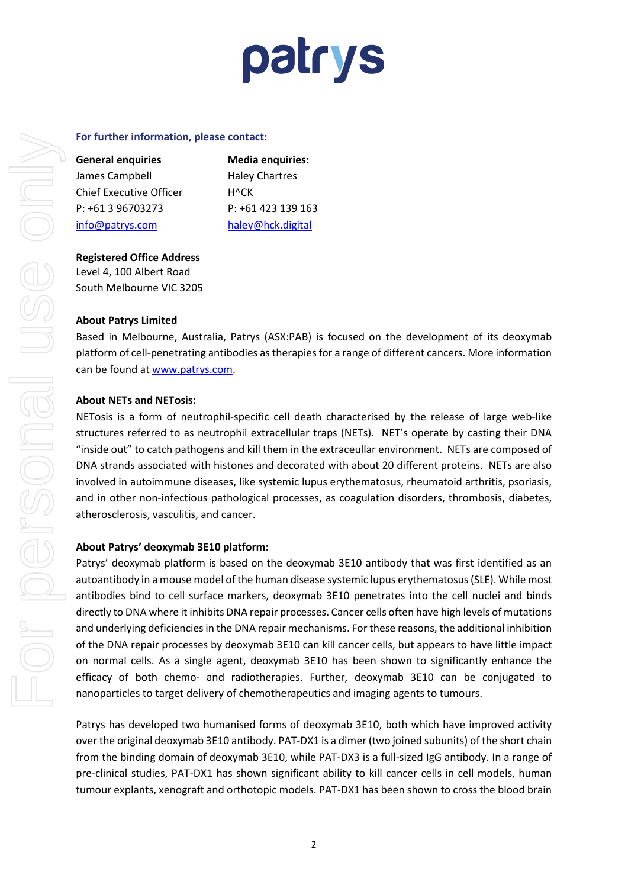**For further information, please contact:**

**General enquiries**
James Campbell
Chief Executive Officer
P: +61 3 96703273
info@patrys.com

**Media enquiries:**
Haley Chartres
H^CK
P: +61 423 139 163
haley@hck.digital

**Registered Office Address**
Level 4, 100 Albert Road
South Melbourne VIC 3205

**About Patrys Limited**

Based in Melbourne, Australia, Patrys (ASX:PAB) is focused on the development of its deoxymab platform of cell-penetrating antibodies as therapies for a range of different cancers. More information can be found at www.patrys.com.

**About NETs and NETosis:**

NETosis is a form of neutrophil-specific cell death characterised by the release of large web-like structures referred to as neutrophil extracellular traps (NETs). NET's operate by casting their DNA "inside out" to catch pathogens and kill them in the extraceullar environment. NETs are composed of DNA strands associated with histones and decorated with about 20 different proteins. NETs are also involved in autoimmune diseases, like systemic lupus erythematosus, rheumatoid arthritis, psoriasis, and in other non-infectious pathological processes, as coagulation disorders, thrombosis, diabetes, atherosclerosis, vasculitis, and cancer.

**About Patrys' deoxymab 3E10 platform:**

Patrys' deoxymab platform is based on the deoxymab 3E10 antibody that was first identified as an autoantibody in a mouse model of the human disease systemic lupus erythematosus (SLE). While most antibodies bind to cell surface markers, deoxymab 3E10 penetrates into the cell nuclei and binds directly to DNA where it inhibits DNA repair processes. Cancer cells often have high levels of mutations and underlying deficiencies in the DNA repair mechanisms. For these reasons, the additional inhibition of the DNA repair processes by deoxymab 3E10 can kill cancer cells, but appears to have little impact on normal cells. As a single agent, deoxymab 3E10 has been shown to significantly enhance the efficacy of both chemo- and radiotherapies. Further, deoxymab 3E10 can be conjugated to nanoparticles to target delivery of chemotherapeutics and imaging agents to tumours.

Patrys has developed two humanised forms of deoxymab 3E10, both which have improved activity over the original deoxymab 3E10 antibody. PAT-DX1 is a dimer (two joined subunits) of the short chain from the binding domain of deoxymab 3E10, while PAT-DX3 is a full-sized IgG antibody. In a range of pre-clinical studies, PAT-DX1 has shown significant ability to kill cancer cells in cell models, human tumour explants, xenograft and orthotopic models. PAT-DX1 has been shown to cross the blood brain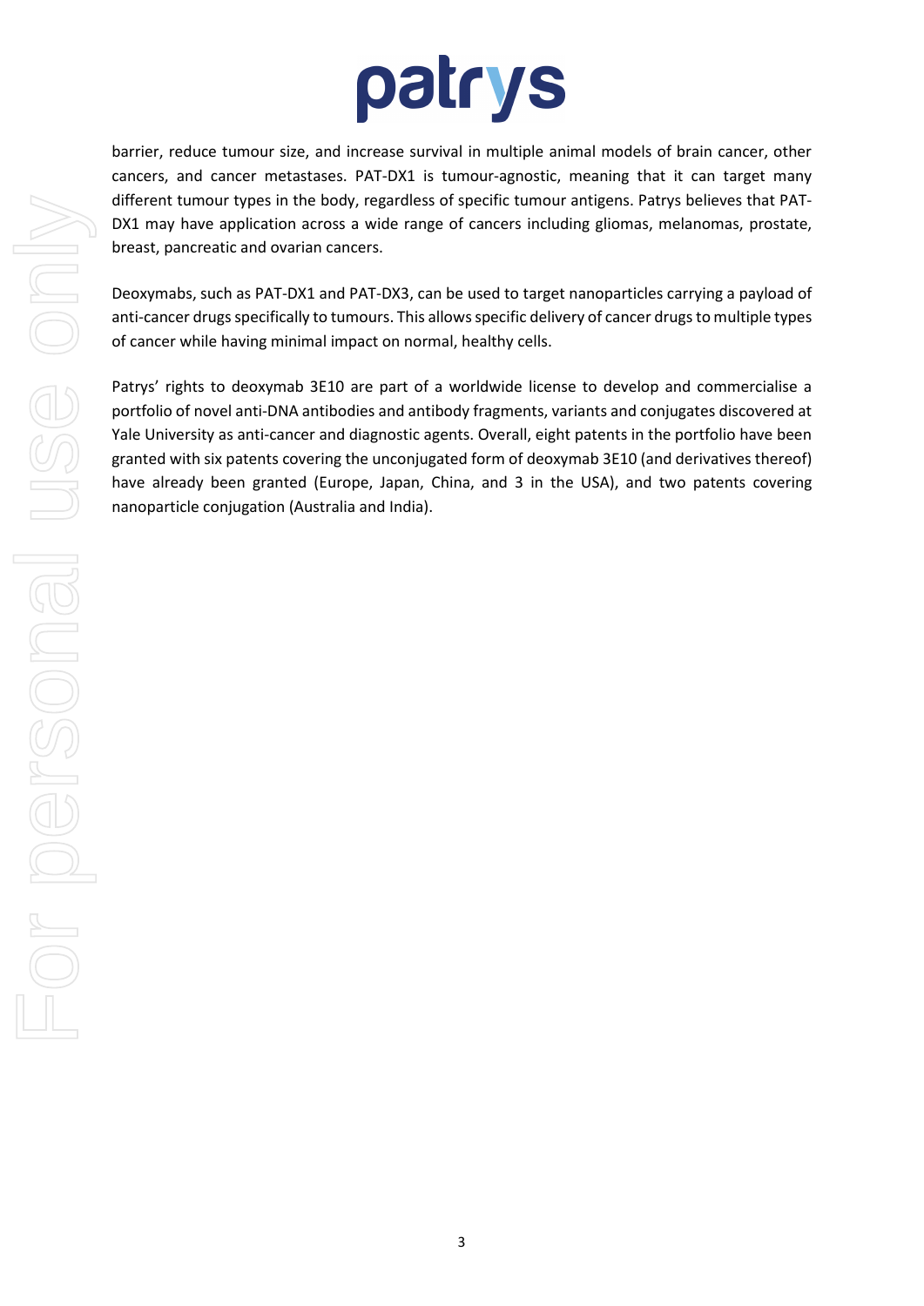barrier, reduce tumour size, and increase survival in multiple animal models of brain cancer, other cancers, and cancer metastases. PAT-DX1 is tumour-agnostic, meaning that it can target many different tumour types in the body, regardless of specific tumour antigens. Patrys believes that PAT-DX1 may have application across a wide range of cancers including gliomas, melanomas, prostate, breast, pancreatic and ovarian cancers.

Deoxymabs, such as PAT-DX1 and PAT-DX3, can be used to target nanoparticles carrying a payload of anti-cancer drugs specifically to tumours. This allows specific delivery of cancer drugs to multiple types of cancer while having minimal impact on normal, healthy cells.

Patrys' rights to deoxymab 3E10 are part of a worldwide license to develop and commercialise a portfolio of novel anti-DNA antibodies and antibody fragments, variants and conjugates discovered at Yale University as anti-cancer and diagnostic agents. Overall, eight patents in the portfolio have been granted with six patents covering the unconjugated form of deoxymab 3E10 (and derivatives thereof) have already been granted (Europe, Japan, China, and 3 in the USA), and two patents covering nanoparticle conjugation (Australia and India).